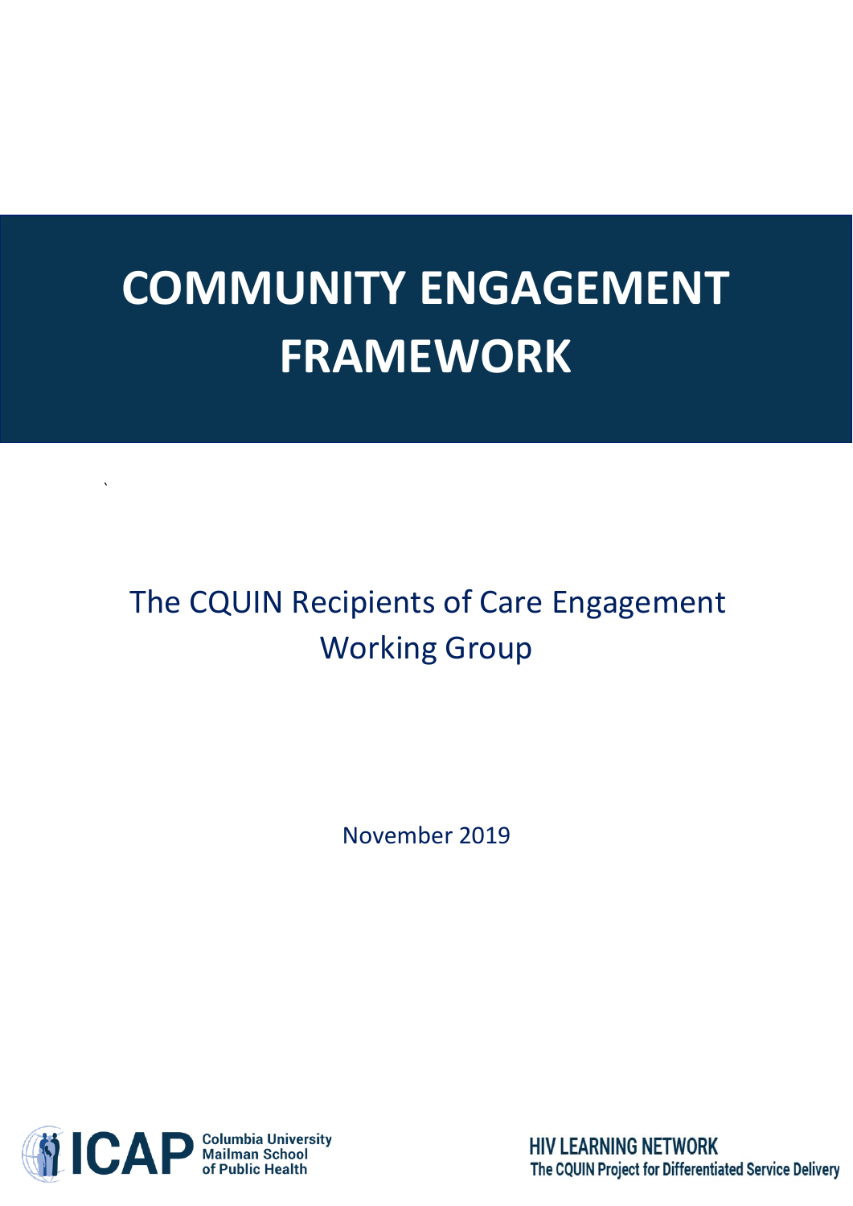# COMMUNITY ENGAGEMENT FRAMEWORK

The CQUIN Recipients of Care Engagement Working Group

November 2019

ICAP Columbia University Mailman School of Public Health

HIV LEARNING NETWORK
The CQUIN Project for Differentiated Service Delivery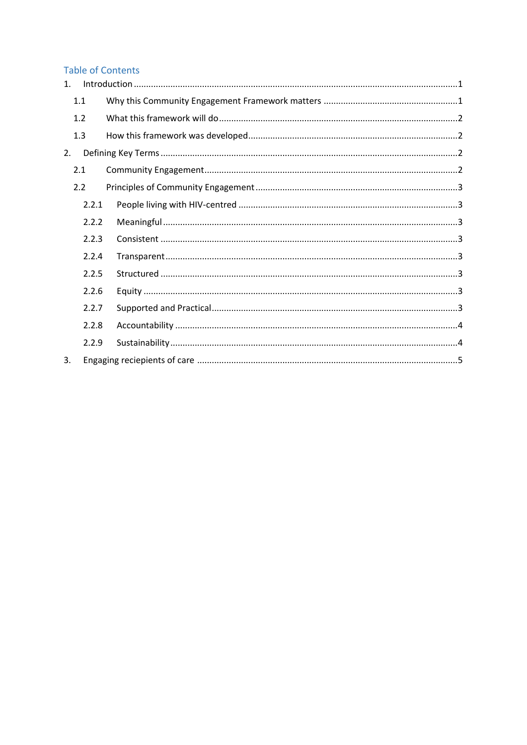## Table of Contents

1. Introduction ....................................................................................................................1
   - 1.1 Why this Community Engagement Framework matters .......................................................1
   - 1.2 What this framework will do ................................................................................................2
   - 1.3 How this framework was developed .....................................................................................2
2. Defining Key Terms ...........................................................................................................2
   - 2.1 Community Engagement .......................................................................................................2
   - 2.2 Principles of Community Engagement ..................................................................................3
     - 2.2.1 People living with HIV-centred .........................................................................................3
     - 2.2.2 Meaningful .......................................................................................................................3
     - 2.2.3 Consistent ........................................................................................................................3
     - 2.2.4 Transparent ......................................................................................................................3
     - 2.2.5 Structured ........................................................................................................................3
     - 2.2.6 Equity ...............................................................................................................................3
     - 2.2.7 Supported and Practical ....................................................................................................3
     - 2.2.8 Accountability ..................................................................................................................4
     - 2.2.9 Sustainability ....................................................................................................................4
3. Engaging reciepients of care .............................................................................................5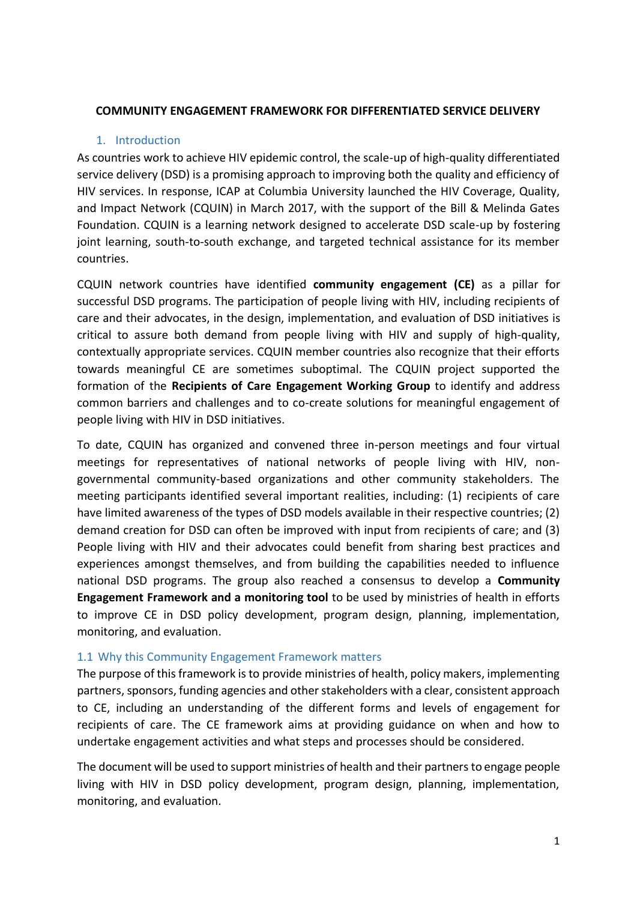**COMMUNITY ENGAGEMENT FRAMEWORK FOR DIFFERENTIATED SERVICE DELIVERY**

## 1. Introduction

As countries work to achieve HIV epidemic control, the scale-up of high-quality differentiated service delivery (DSD) is a promising approach to improving both the quality and efficiency of HIV services. In response, ICAP at Columbia University launched the HIV Coverage, Quality, and Impact Network (CQUIN) in March 2017, with the support of the Bill & Melinda Gates Foundation. CQUIN is a learning network designed to accelerate DSD scale-up by fostering joint learning, south-to-south exchange, and targeted technical assistance for its member countries.

CQUIN network countries have identified **community engagement (CE)** as a pillar for successful DSD programs. The participation of people living with HIV, including recipients of care and their advocates, in the design, implementation, and evaluation of DSD initiatives is critical to assure both demand from people living with HIV and supply of high-quality, contextually appropriate services. CQUIN member countries also recognize that their efforts towards meaningful CE are sometimes suboptimal. The CQUIN project supported the formation of the **Recipients of Care Engagement Working Group** to identify and address common barriers and challenges and to co-create solutions for meaningful engagement of people living with HIV in DSD initiatives.

To date, CQUIN has organized and convened three in-person meetings and four virtual meetings for representatives of national networks of people living with HIV, non-governmental community-based organizations and other community stakeholders. The meeting participants identified several important realities, including: (1) recipients of care have limited awareness of the types of DSD models available in their respective countries; (2) demand creation for DSD can often be improved with input from recipients of care; and (3) People living with HIV and their advocates could benefit from sharing best practices and experiences amongst themselves, and from building the capabilities needed to influence national DSD programs. The group also reached a consensus to develop a **Community Engagement Framework and a monitoring tool** to be used by ministries of health in efforts to improve CE in DSD policy development, program design, planning, implementation, monitoring, and evaluation.

### 1.1 Why this Community Engagement Framework matters

The purpose of this framework is to provide ministries of health, policy makers, implementing partners, sponsors, funding agencies and other stakeholders with a clear, consistent approach to CE, including an understanding of the different forms and levels of engagement for recipients of care. The CE framework aims at providing guidance on when and how to undertake engagement activities and what steps and processes should be considered.

The document will be used to support ministries of health and their partners to engage people living with HIV in DSD policy development, program design, planning, implementation, monitoring, and evaluation.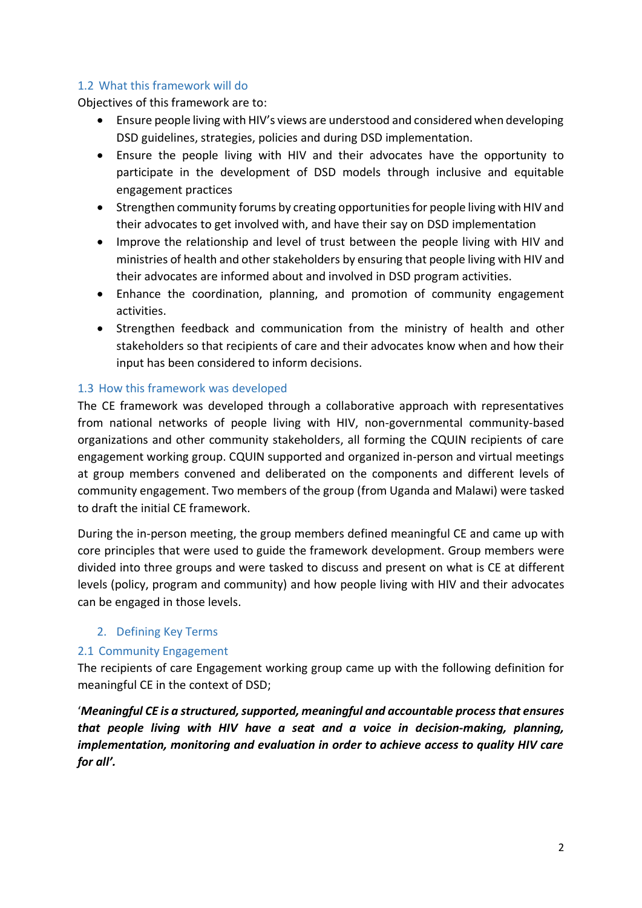### 1.2 What this framework will do

Objectives of this framework are to:

- Ensure people living with HIV's views are understood and considered when developing DSD guidelines, strategies, policies and during DSD implementation.
- Ensure the people living with HIV and their advocates have the opportunity to participate in the development of DSD models through inclusive and equitable engagement practices
- Strengthen community forums by creating opportunities for people living with HIV and their advocates to get involved with, and have their say on DSD implementation
- Improve the relationship and level of trust between the people living with HIV and ministries of health and other stakeholders by ensuring that people living with HIV and their advocates are informed about and involved in DSD program activities.
- Enhance the coordination, planning, and promotion of community engagement activities.
- Strengthen feedback and communication from the ministry of health and other stakeholders so that recipients of care and their advocates know when and how their input has been considered to inform decisions.

### 1.3 How this framework was developed

The CE framework was developed through a collaborative approach with representatives from national networks of people living with HIV, non-governmental community-based organizations and other community stakeholders, all forming the CQUIN recipients of care engagement working group. CQUIN supported and organized in-person and virtual meetings at group members convened and deliberated on the components and different levels of community engagement. Two members of the group (from Uganda and Malawi) were tasked to draft the initial CE framework.

During the in-person meeting, the group members defined meaningful CE and came up with core principles that were used to guide the framework development. Group members were divided into three groups and were tasked to discuss and present on what is CE at different levels (policy, program and community) and how people living with HIV and their advocates can be engaged in those levels.

## 2. Defining Key Terms

### 2.1 Community Engagement

The recipients of care Engagement working group came up with the following definition for meaningful CE in the context of DSD;

'***Meaningful CE is a structured, supported, meaningful and accountable process that ensures that people living with HIV have a seat and a voice in decision-making, planning, implementation, monitoring and evaluation in order to achieve access to quality HIV care for all'.***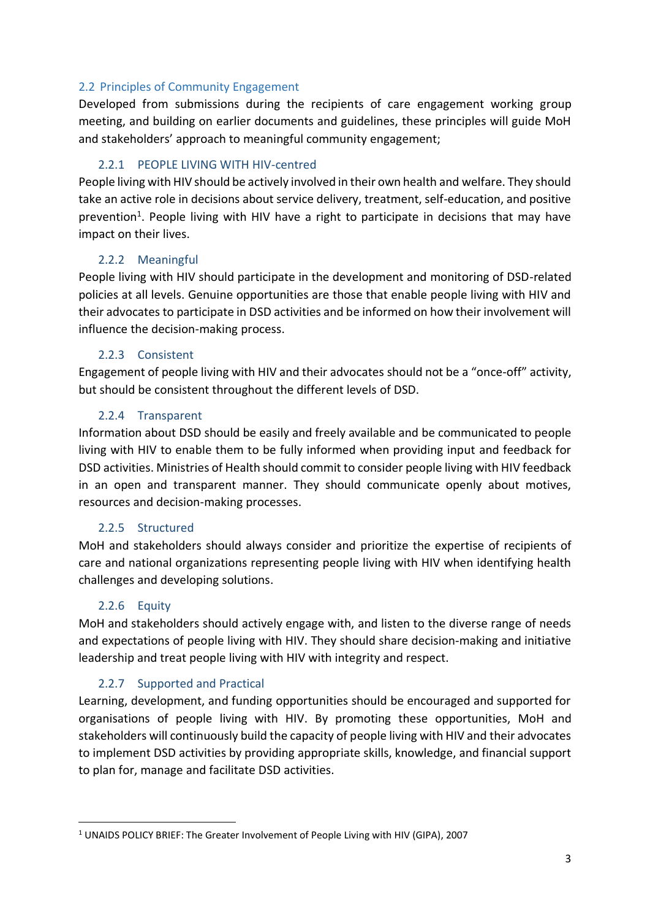## 2.2 Principles of Community Engagement

Developed from submissions during the recipients of care engagement working group meeting, and building on earlier documents and guidelines, these principles will guide MoH and stakeholders' approach to meaningful community engagement;

### 2.2.1 PEOPLE LIVING WITH HIV-centred

People living with HIV should be actively involved in their own health and welfare. They should take an active role in decisions about service delivery, treatment, self-education, and positive prevention[1]. People living with HIV have a right to participate in decisions that may have impact on their lives.

### 2.2.2 Meaningful

People living with HIV should participate in the development and monitoring of DSD-related policies at all levels. Genuine opportunities are those that enable people living with HIV and their advocates to participate in DSD activities and be informed on how their involvement will influence the decision-making process.

### 2.2.3 Consistent

Engagement of people living with HIV and their advocates should not be a "once-off" activity, but should be consistent throughout the different levels of DSD.

### 2.2.4 Transparent

Information about DSD should be easily and freely available and be communicated to people living with HIV to enable them to be fully informed when providing input and feedback for DSD activities. Ministries of Health should commit to consider people living with HIV feedback in an open and transparent manner. They should communicate openly about motives, resources and decision-making processes.

### 2.2.5 Structured

MoH and stakeholders should always consider and prioritize the expertise of recipients of care and national organizations representing people living with HIV when identifying health challenges and developing solutions.

### 2.2.6 Equity

MoH and stakeholders should actively engage with, and listen to the diverse range of needs and expectations of people living with HIV. They should share decision-making and initiative leadership and treat people living with HIV with integrity and respect.

### 2.2.7 Supported and Practical

Learning, development, and funding opportunities should be encouraged and supported for organisations of people living with HIV. By promoting these opportunities, MoH and stakeholders will continuously build the capacity of people living with HIV and their advocates to implement DSD activities by providing appropriate skills, knowledge, and financial support to plan for, manage and facilitate DSD activities.

---

[1] UNAIDS POLICY BRIEF: The Greater Involvement of People Living with HIV (GIPA), 2007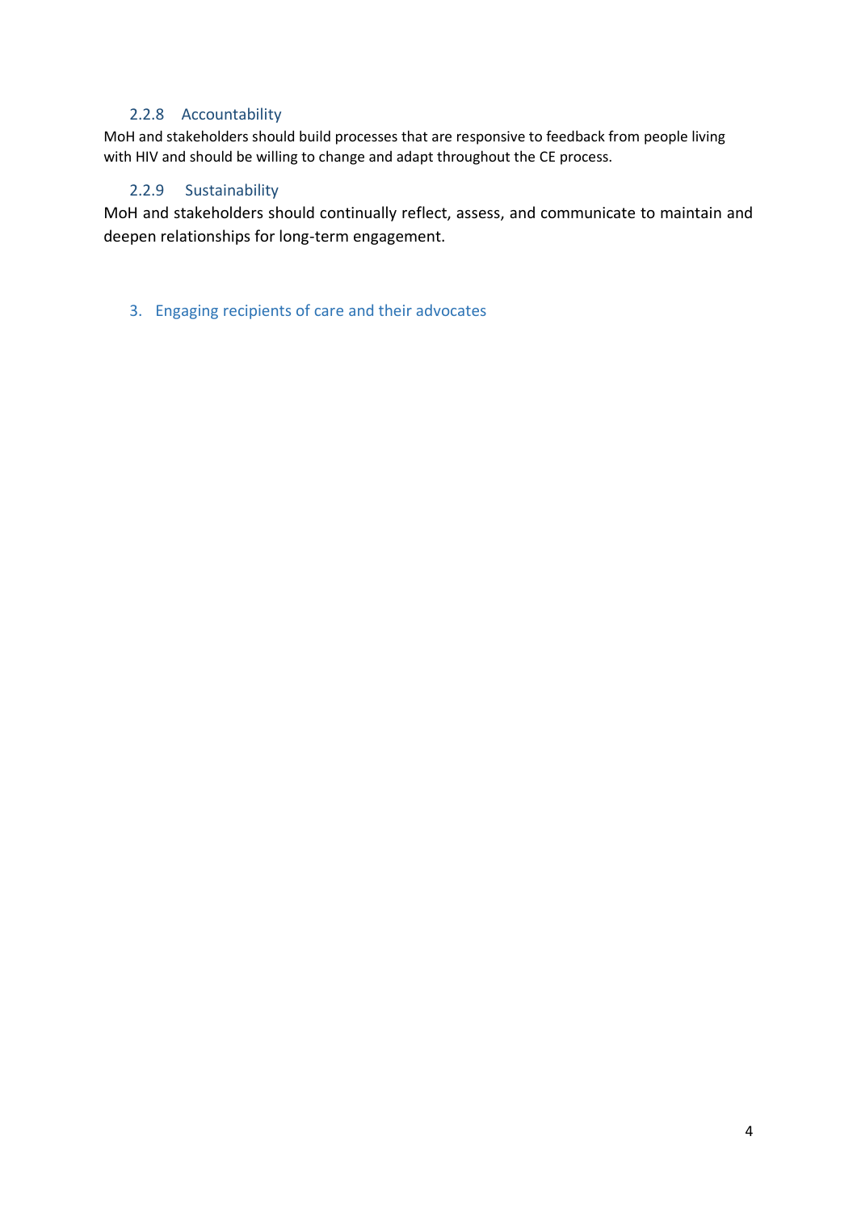### 2.2.8 Accountability

MoH and stakeholders should build processes that are responsive to feedback from people living with HIV and should be willing to change and adapt throughout the CE process.

### 2.2.9 Sustainability

MoH and stakeholders should continually reflect, assess, and communicate to maintain and deepen relationships for long-term engagement.

## 3. Engaging recipients of care and their advocates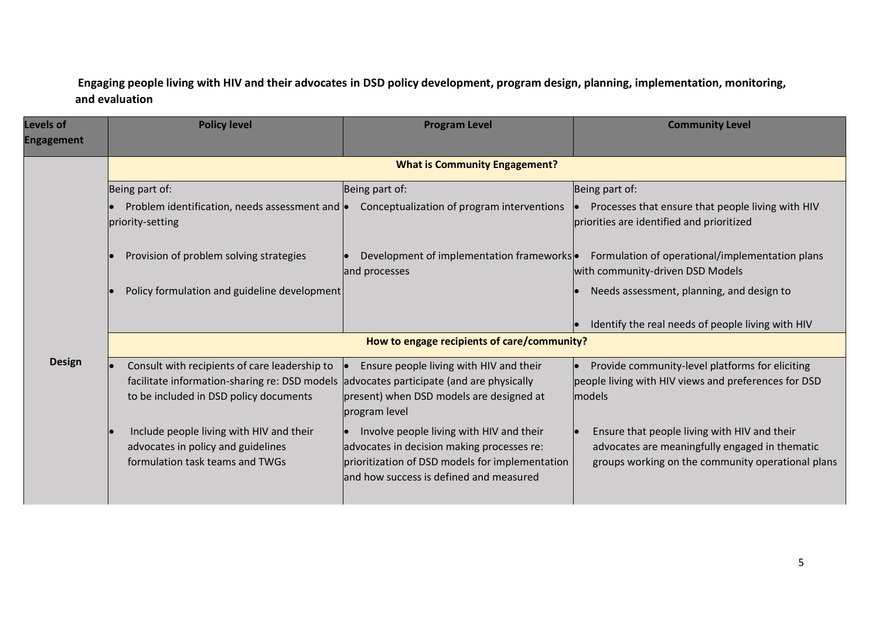**Engaging people living with HIV and their advocates in DSD policy development, program design, planning, implementation, monitoring, and evaluation**

| Levels of Engagement | Policy level | Program Level | Community Level |
|---|---|---|---|
| | **What is Community Engagement?** | | |
| Design | Being part of:<br>• Problem identification, needs assessment and priority-setting<br>• Provision of problem solving strategies<br>• Policy formulation and guideline development | Being part of:<br>• Conceptualization of program interventions<br>• Development of implementation frameworks and processes | Being part of:<br>• Processes that ensure that people living with HIV priorities are identified and prioritized<br>• Formulation of operational/implementation plans with community-driven DSD Models<br>• Needs assessment, planning, and design to<br>• Identify the real needs of people living with HIV |
| | **How to engage recipients of care/community?** | | |
| | • Consult with recipients of care leadership to facilitate information-sharing re: DSD models to be included in DSD policy documents<br>• Include people living with HIV and their advocates in policy and guidelines formulation task teams and TWGs | • Ensure people living with HIV and their advocates participate (and are physically present) when DSD models are designed at program level<br>• Involve people living with HIV and their advocates in decision making processes re: prioritization of DSD models for implementation and how success is defined and measured | • Provide community-level platforms for eliciting people living with HIV views and preferences for DSD models<br>• Ensure that people living with HIV and their advocates are meaningfully engaged in thematic groups working on the community operational plans |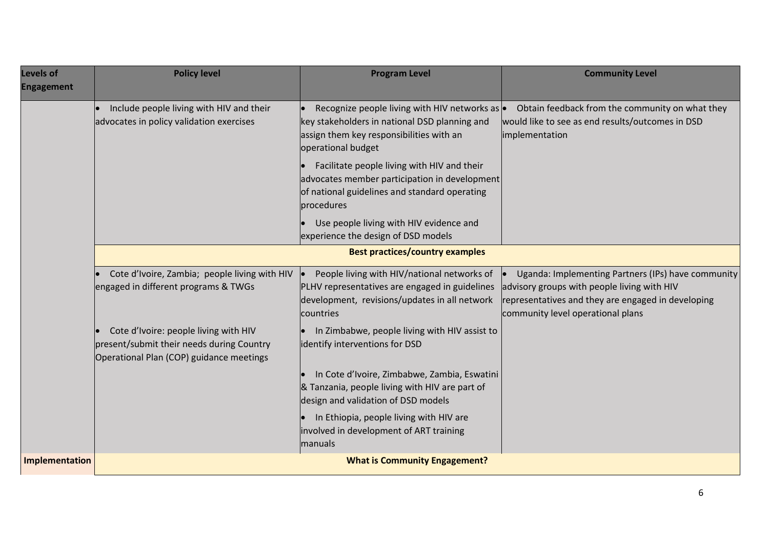| Levels of Engagement | Policy level | Program Level | Community Level |
|---|---|---|---|
| | • Include people living with HIV and their advocates in policy validation exercises | • Recognize people living with HIV networks as key stakeholders in national DSD planning and assign them key responsibilities with an operational budget<br>• Facilitate people living with HIV and their advocates member participation in development of national guidelines and standard operating procedures<br>• Use people living with HIV evidence and experience the design of DSD models | • Obtain feedback from the community on what they would like to see as end results/outcomes in DSD implementation |
| | **Best practices/country examples** | | |
| | • Cote d'Ivoire, Zambia; people living with HIV engaged in different programs & TWGs<br>• Cote d'Ivoire: people living with HIV present/submit their needs during Country Operational Plan (COP) guidance meetings | • People living with HIV/national networks of PLHV representatives are engaged in guidelines development, revisions/updates in all network countries<br>• In Zimbabwe, people living with HIV assist to identify interventions for DSD<br>• In Cote d'Ivoire, Zimbabwe, Zambia, Eswatini & Tanzania, people living with HIV are part of design and validation of DSD models<br>• In Ethiopia, people living with HIV are involved in development of ART training manuals | • Uganda: Implementing Partners (IPs) have community advisory groups with people living with HIV representatives and they are engaged in developing community level operational plans |
| **Implementation** | **What is Community Engagement?** | | |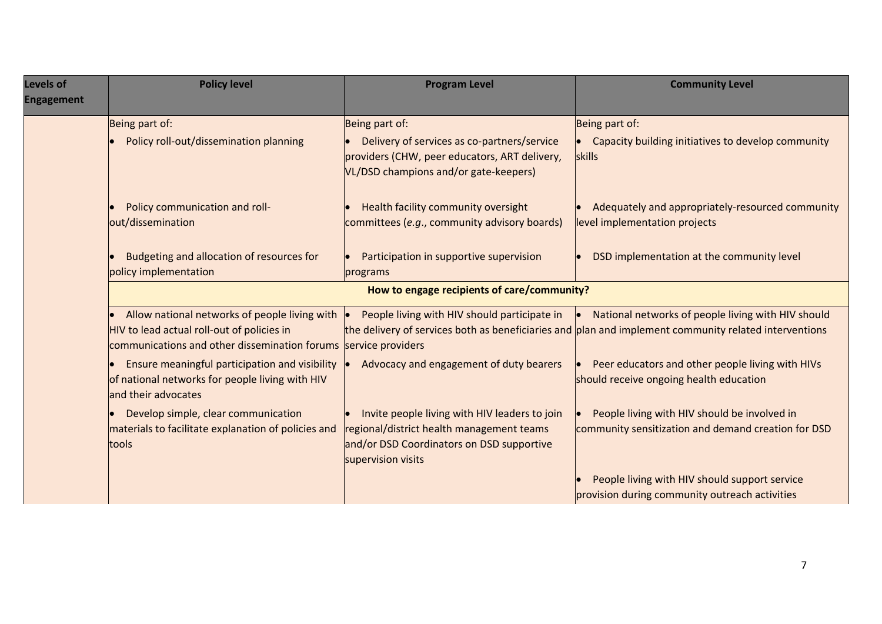| Levels of Engagement | Policy level | Program Level | Community Level |
|---|---|---|---|
| | Being part of: | Being part of: | Being part of: |
| | • Policy roll-out/dissemination planning | • Delivery of services as co-partners/service providers (CHW, peer educators, ART delivery, VL/DSD champions and/or gate-keepers) | • Capacity building initiatives to develop community skills |
| | • Policy communication and roll-out/dissemination | • Health facility community oversight committees (*e.g.*, community advisory boards) | • Adequately and appropriately-resourced community level implementation projects |
| | • Budgeting and allocation of resources for policy implementation | • Participation in supportive supervision programs | • DSD implementation at the community level |
| | **How to engage recipients of care/community?** | | |
| | • Allow national networks of people living with HIV to lead actual roll-out of policies in communications and other dissemination forums | • People living with HIV should participate in the delivery of services both as beneficiaries and service providers | • National networks of people living with HIV should plan and implement community related interventions |
| | • Ensure meaningful participation and visibility of national networks for people living with HIV and their advocates | • Advocacy and engagement of duty bearers | • Peer educators and other people living with HIVs should receive ongoing health education |
| | • Develop simple, clear communication materials to facilitate explanation of policies and tools | • Invite people living with HIV leaders to join regional/district health management teams and/or DSD Coordinators on DSD supportive supervision visits | • People living with HIV should be involved in community sensitization and demand creation for DSD |
| | | | • People living with HIV should support service provision during community outreach activities |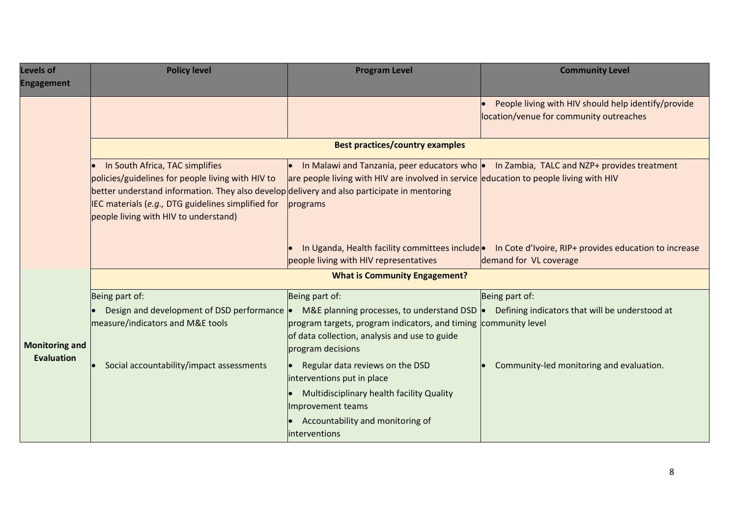| Levels of Engagement | Policy level | Program Level | Community Level |
|---|---|---|---|
| | | | • People living with HIV should help identify/provide location/venue for community outreaches |
| | **Best practices/country examples** | | |
| | • In South Africa, TAC simplifies policies/guidelines for people living with HIV to better understand information. They also develop IEC materials (*e.g.,* DTG guidelines simplified for people living with HIV to understand) | • In Malawi and Tanzania, peer educators who are people living with HIV are involved in service delivery and also participate in mentoring programs | • In Zambia, TALC and NZP+ provides treatment education to people living with HIV |
| | | • In Uganda, Health facility committees include people living with HIV representatives | • In Cote d'Ivoire, RIP+ provides education to increase demand for VL coverage |
| **Monitoring and Evaluation** | **What is Community Engagement?** | | |
| | Being part of:<br>• Design and development of DSD performance measure/indicators and M&E tools<br>• Social accountability/impact assessments | Being part of:<br>• M&E planning processes, to understand DSD program targets, program indicators, and timing of data collection, analysis and use to guide program decisions<br>• Regular data reviews on the DSD interventions put in place<br>• Multidisciplinary health facility Quality Improvement teams<br>• Accountability and monitoring of interventions | Being part of:<br>• Defining indicators that will be understood at community level<br>• Community-led monitoring and evaluation. |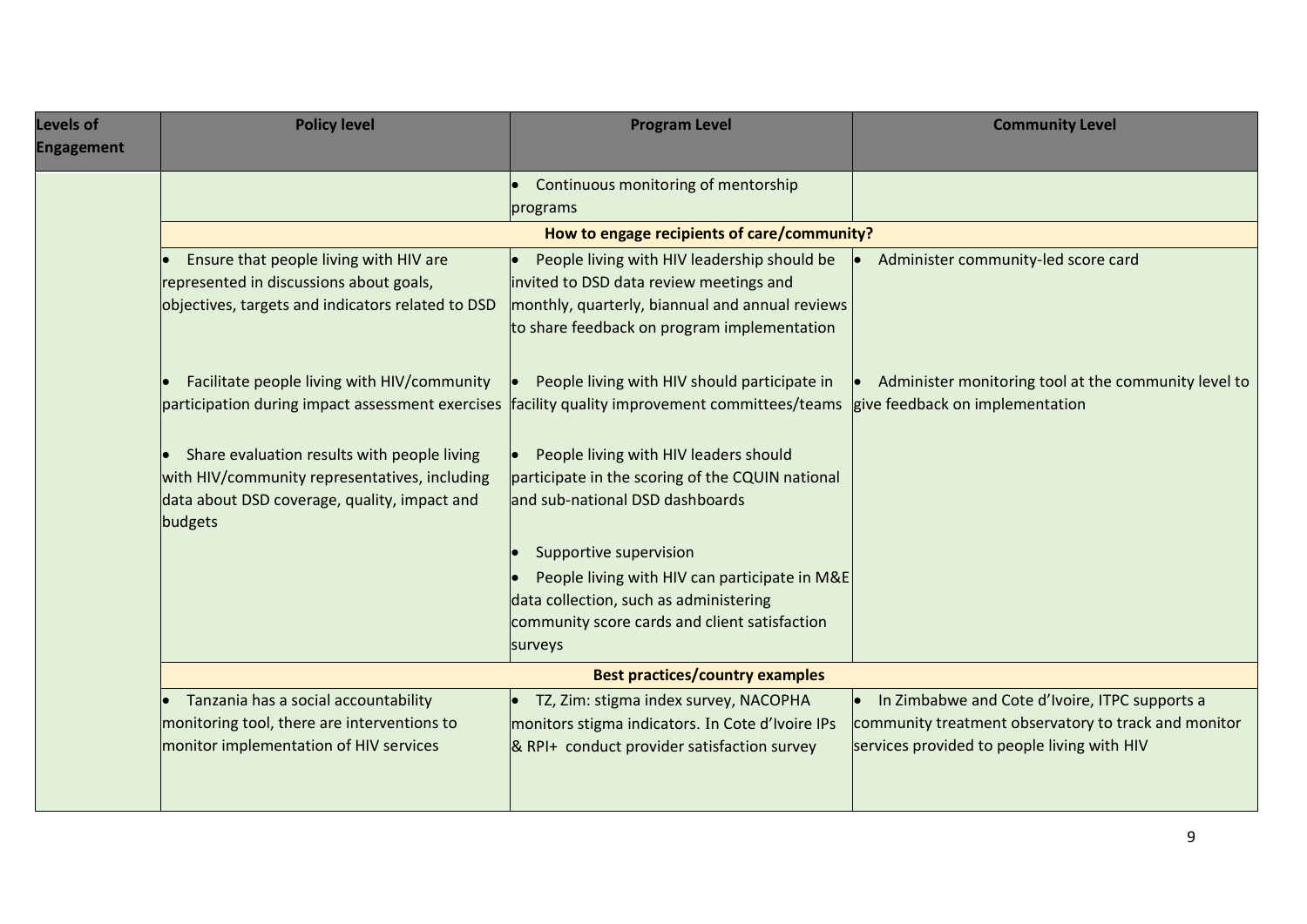| Levels of Engagement | Policy level | Program Level | Community Level |
|---|---|---|---|
| | | • Continuous monitoring of mentorship programs | |
| | **How to engage recipients of care/community?** | | |
| | • Ensure that people living with HIV are represented in discussions about goals, objectives, targets and indicators related to DSD | • People living with HIV leadership should be invited to DSD data review meetings and monthly, quarterly, biannual and annual reviews to share feedback on program implementation | • Administer community-led score card |
| | • Facilitate people living with HIV/community participation during impact assessment exercises | • People living with HIV should participate in facility quality improvement committees/teams | • Administer monitoring tool at the community level to give feedback on implementation |
| | • Share evaluation results with people living with HIV/community representatives, including data about DSD coverage, quality, impact and budgets | • People living with HIV leaders should participate in the scoring of the CQUIN national and sub-national DSD dashboards | |
| | | • Supportive supervision<br>• People living with HIV can participate in M&E data collection, such as administering community score cards and client satisfaction surveys | |
| | **Best practices/country examples** | | |
| | • Tanzania has a social accountability monitoring tool, there are interventions to monitor implementation of HIV services | • TZ, Zim: stigma index survey, NACOPHA monitors stigma indicators. In Cote d'Ivoire IPs & RPI+ conduct provider satisfaction survey | • In Zimbabwe and Cote d'Ivoire, ITPC supports a community treatment observatory to track and monitor services provided to people living with HIV |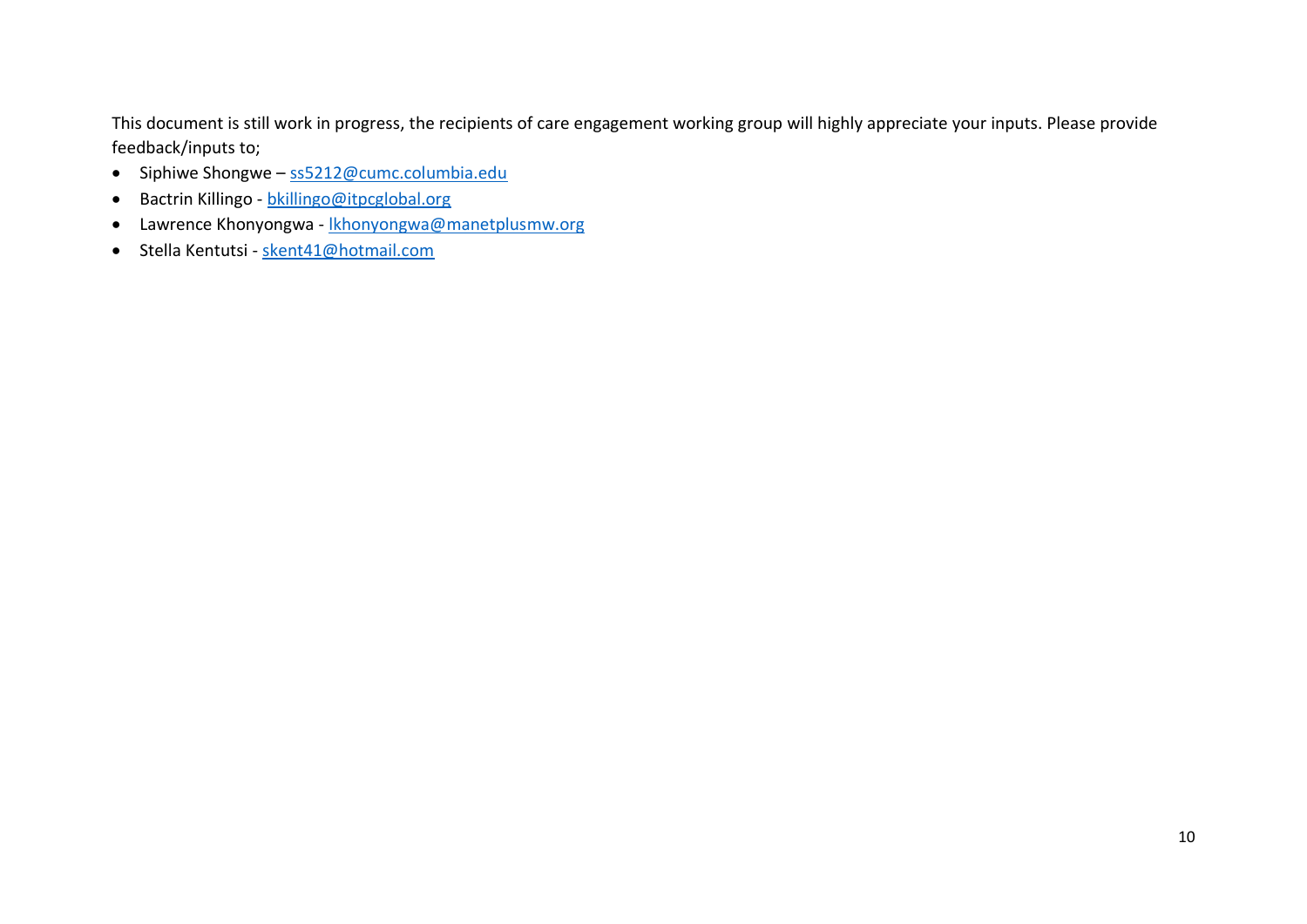This document is still work in progress, the recipients of care engagement working group will highly appreciate your inputs. Please provide feedback/inputs to;

- Siphiwe Shongwe – ss5212@cumc.columbia.edu
- Bactrin Killingo - bkillingo@itpcglobal.org
- Lawrence Khonyongwa - lkhonyongwa@manetplusmw.org
- Stella Kentutsi - skent41@hotmail.com